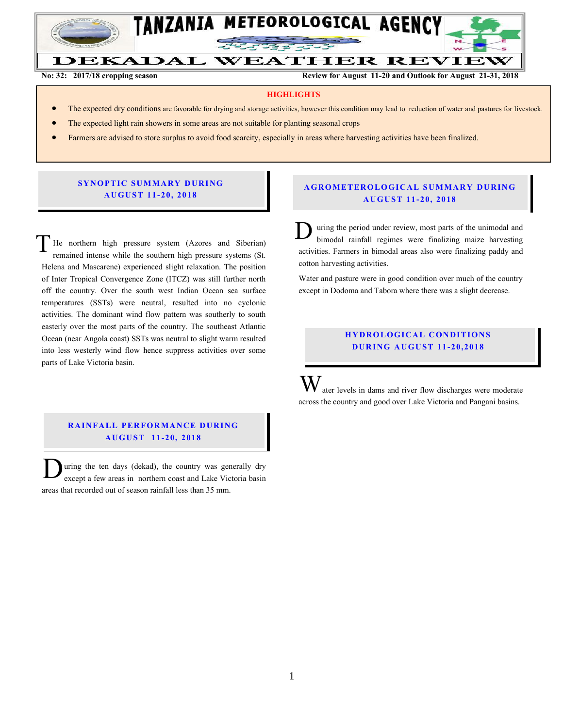# TANZANIA METEOROLOGICAL AGENCY

# DEKADAL WEATHER REVIEW

**No: 32: 2017/18 cropping season** **Review for August 11-20 and Outlook for August 21-31, 2018**

**HIGHLIGHTS**

- The expected dry conditions are favorable for drying and storage activities, however this condition may lead to reduction of water and pastures for livestock.
- The expected light rain showers in some areas are not suitable for planting seasonal crops
- Farmers are advised to store surplus to avoid food scarcity, especially in areas where harvesting activities have been finalized.

## SYNOPTIC SUMMARY DURING AUGUST 11-20, 2018

The northern high pressure system (Azores and Siberian) remained intense while the southern high pressure systems (St. Helena and Mascarene) experienced slight relaxation. The position of Inter Tropical Convergence Zone (ITCZ) was still further north off the country. Over the south west Indian Ocean sea surface temperatures (SSTs) were neutral, resulted into no cyclonic activities. The dominant wind flow pattern was southerly to south easterly over the most parts of the country. The southeast Atlantic Ocean (near Angola coast) SSTs was neutral to slight warm resulted into less westerly wind flow hence suppress activities over some parts of Lake Victoria basin.

## RAINFALL PERFORMANCE DURING AUGUST 11-20, 2018

During the ten days (dekad), the country was generally dry except a few areas in northern coast and Lake Victoria basin areas that recorded out of season rainfall less than 35 mm.

## AGROMETEROLOGICAL SUMMARY DURING AUGUST 11-20, 2018

During the period under review, most parts of the unimodal and bimodal rainfall regimes were finalizing maize harvesting activities. Farmers in bimodal areas also were finalizing paddy and cotton harvesting activities.

Water and pasture were in good condition over much of the country except in Dodoma and Tabora where there was a slight decrease.

## HYDROLOGICAL CONDITIONS DURING AUGUST 11-20,2018

Water levels in dams and river flow discharges were moderate across the country and good over Lake Victoria and Pangani basins.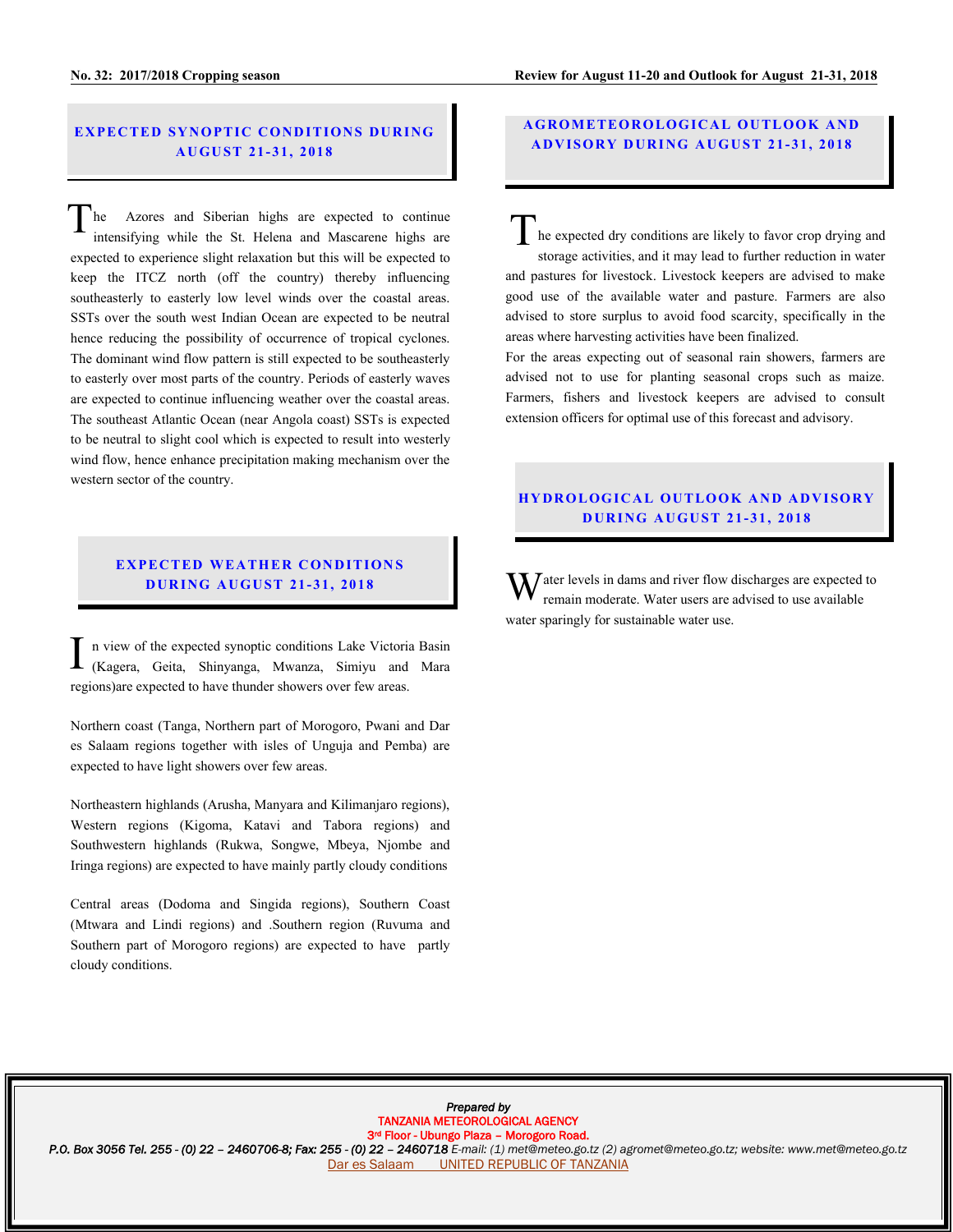## EXPECTED SYNOPTIC CONDITIONS DURING AUGUST 21-31, 2018

The Azores and Siberian highs are expected to continue intensifying while the St. Helena and Mascarene highs are expected to experience slight relaxation but this will be expected to keep the ITCZ north (off the country) thereby influencing southeasterly to easterly low level winds over the coastal areas. SSTs over the south west Indian Ocean are expected to be neutral hence reducing the possibility of occurrence of tropical cyclones. The dominant wind flow pattern is still expected to be southeasterly to easterly over most parts of the country. Periods of easterly waves are expected to continue influencing weather over the coastal areas. The southeast Atlantic Ocean (near Angola coast) SSTs is expected to be neutral to slight cool which is expected to result into westerly wind flow, hence enhance precipitation making mechanism over the western sector of the country.

## EXPECTED WEATHER CONDITIONS DURING AUGUST 21-31, 2018

In view of the expected synoptic conditions Lake Victoria Basin (Kagera, Geita, Shinyanga, Mwanza, Simiyu and Mara regions)are expected to have thunder showers over few areas.

Northern coast (Tanga, Northern part of Morogoro, Pwani and Dar es Salaam regions together with isles of Unguja and Pemba) are expected to have light showers over few areas.

Northeastern highlands (Arusha, Manyara and Kilimanjaro regions), Western regions (Kigoma, Katavi and Tabora regions) and Southwestern highlands (Rukwa, Songwe, Mbeya, Njombe and Iringa regions) are expected to have mainly partly cloudy conditions

Central areas (Dodoma and Singida regions), Southern Coast (Mtwara and Lindi regions) and .Southern region (Ruvuma and Southern part of Morogoro regions) are expected to have partly cloudy conditions.

## AGROMETEOROLOGICAL OUTLOOK AND ADVISORY DURING AUGUST 21-31, 2018

The expected dry conditions are likely to favor crop drying and storage activities, and it may lead to further reduction in water and pastures for livestock. Livestock keepers are advised to make good use of the available water and pasture. Farmers are also advised to store surplus to avoid food scarcity, specifically in the areas where harvesting activities have been finalized.

For the areas expecting out of seasonal rain showers, farmers are advised not to use for planting seasonal crops such as maize. Farmers, fishers and livestock keepers are advised to consult extension officers for optimal use of this forecast and advisory.

## HYDROLOGICAL OUTLOOK AND ADVISORY DURING AUGUST 21-31, 2018

Water levels in dams and river flow discharges are expected to remain moderate. Water users are advised to use available water sparingly for sustainable water use.

*Prepared by*
TANZANIA METEOROLOGICAL AGENCY
3rd Floor - Ubungo Plaza – Morogoro Road.
*P.O. Box 3056 Tel. 255 - (0) 22 – 2460706-8; Fax: 255 - (0) 22 – 2460718 E-mail: (1) met@meteo.go.tz (2) agromet@meteo.go.tz; website: www.met@meteo.go.tz*
Dar es Salaam UNITED REPUBLIC OF TANZANIA